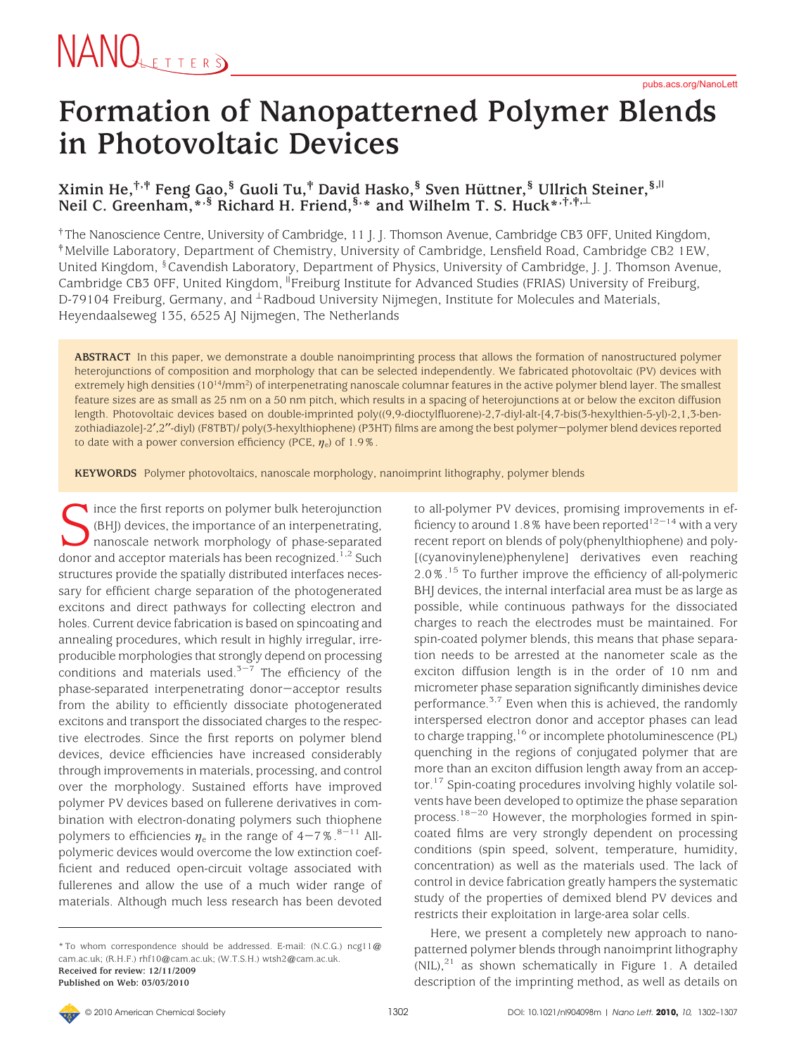# Formation of Nanopatterned Polymer Blends in Photovoltaic Devices

**Ximin He,[†,‡] Feng Gao,[§] Guoli Tu,[‡] David Hasko,[§] Sven Hüttner,[§] Ullrich Steiner,[§,||] Neil C. Greenham,[*,§] Richard H. Friend,[§,*] and Wilhelm T. S. Huck[*,†,‡,⊥]**

[†] The Nanoscience Centre, University of Cambridge, 11 J. J. Thomson Avenue, Cambridge CB3 0FF, United Kingdom, [‡] Melville Laboratory, Department of Chemistry, University of Cambridge, Lensfield Road, Cambridge CB2 1EW, United Kingdom, [§] Cavendish Laboratory, Department of Physics, University of Cambridge, J. J. Thomson Avenue, Cambridge CB3 0FF, United Kingdom, [||] Freiburg Institute for Advanced Studies (FRIAS) University of Freiburg, D-79104 Freiburg, Germany, and [⊥] Radboud University Nijmegen, Institute for Molecules and Materials, Heyendaalseweg 135, 6525 AJ Nijmegen, The Netherlands

**ABSTRACT** In this paper, we demonstrate a double nanoimprinting process that allows the formation of nanostructured polymer heterojunctions of composition and morphology that can be selected independently. We fabricated photovoltaic (PV) devices with extremely high densities ($10^{14}$/mm$^2$) of interpenetrating nanoscale columnar features in the active polymer blend layer. The smallest feature sizes are as small as 25 nm on a 50 nm pitch, which results in a spacing of heterojunctions at or below the exciton diffusion length. Photovoltaic devices based on double-imprinted poly((9,9-dioctylfluorene)-2,7-diyl-alt-[4,7-bis(3-hexylthien-5-yl)-2,1,3-benzothiadiazole]-2′,2″-diyl) (F8TBT)/ poly(3-hexylthiophene) (P3HT) films are among the best polymer−polymer blend devices reported to date with a power conversion efficiency (PCE, $\eta_e$) of 1.9%.

**KEYWORDS** Polymer photovoltaics, nanoscale morphology, nanoimprint lithography, polymer blends

Since the first reports on polymer bulk heterojunction (BHJ) devices, the importance of an interpenetrating, nanoscale network morphology of phase-separated donor and acceptor materials has been recognized.[1,2] Such structures provide the spatially distributed interfaces necessary for efficient charge separation of the photogenerated excitons and direct pathways for collecting electron and holes. Current device fabrication is based on spincoating and annealing procedures, which result in highly irregular, irreproducible morphologies that strongly depend on processing conditions and materials used.[3−7] The efficiency of the phase-separated interpenetrating donor−acceptor results from the ability to efficiently dissociate photogenerated excitons and transport the dissociated charges to the respective electrodes. Since the first reports on polymer blend devices, device efficiencies have increased considerably through improvements in materials, processing, and control over the morphology. Sustained efforts have improved polymer PV devices based on fullerene derivatives in combination with electron-donating polymers such thiophene polymers to efficiencies $\eta_e$ in the range of 4−7%.[8−11] All-polymeric devices would overcome the low extinction coefficient and reduced open-circuit voltage associated with fullerenes and allow the use of a much wider range of materials. Although much less research has been devoted to all-polymer PV devices, promising improvements in efficiency to around 1.8% have been reported[12−14] with a very recent report on blends of poly(phenylthiophene) and poly[(cyanovinylene)phenylene] derivatives even reaching 2.0%.[15] To further improve the efficiency of all-polymeric BHJ devices, the internal interfacial area must be as large as possible, while continuous pathways for the dissociated charges to reach the electrodes must be maintained. For spin-coated polymer blends, this means that phase separation needs to be arrested at the nanometer scale as the exciton diffusion length is in the order of 10 nm and micrometer phase separation significantly diminishes device performance.[3,7] Even when this is achieved, the randomly interspersed electron donor and acceptor phases can lead to charge trapping,[16] or incomplete photoluminescence (PL) quenching in the regions of conjugated polymer that are more than an exciton diffusion length away from an acceptor.[17] Spin-coating procedures involving highly volatile solvents have been developed to optimize the phase separation process.[18−20] However, the morphologies formed in spin-coated films are very strongly dependent on processing conditions (spin speed, solvent, temperature, humidity, concentration) as well as the materials used. The lack of control in device fabrication greatly hampers the systematic study of the properties of demixed blend PV devices and restricts their exploitation in large-area solar cells.

Here, we present a completely new approach to nanopatterned polymer blends through nanoimprint lithography (NIL),[21] as shown schematically in Figure 1. A detailed description of the imprinting method, as well as details on

\* To whom correspondence should be addressed. E-mail: (N.C.G.) ncg11@cam.ac.uk; (R.H.F.) rhf10@cam.ac.uk; (W.T.S.H.) wtsh2@cam.ac.uk.
**Received for review: 12/11/2009**
**Published on Web: 03/03/2010**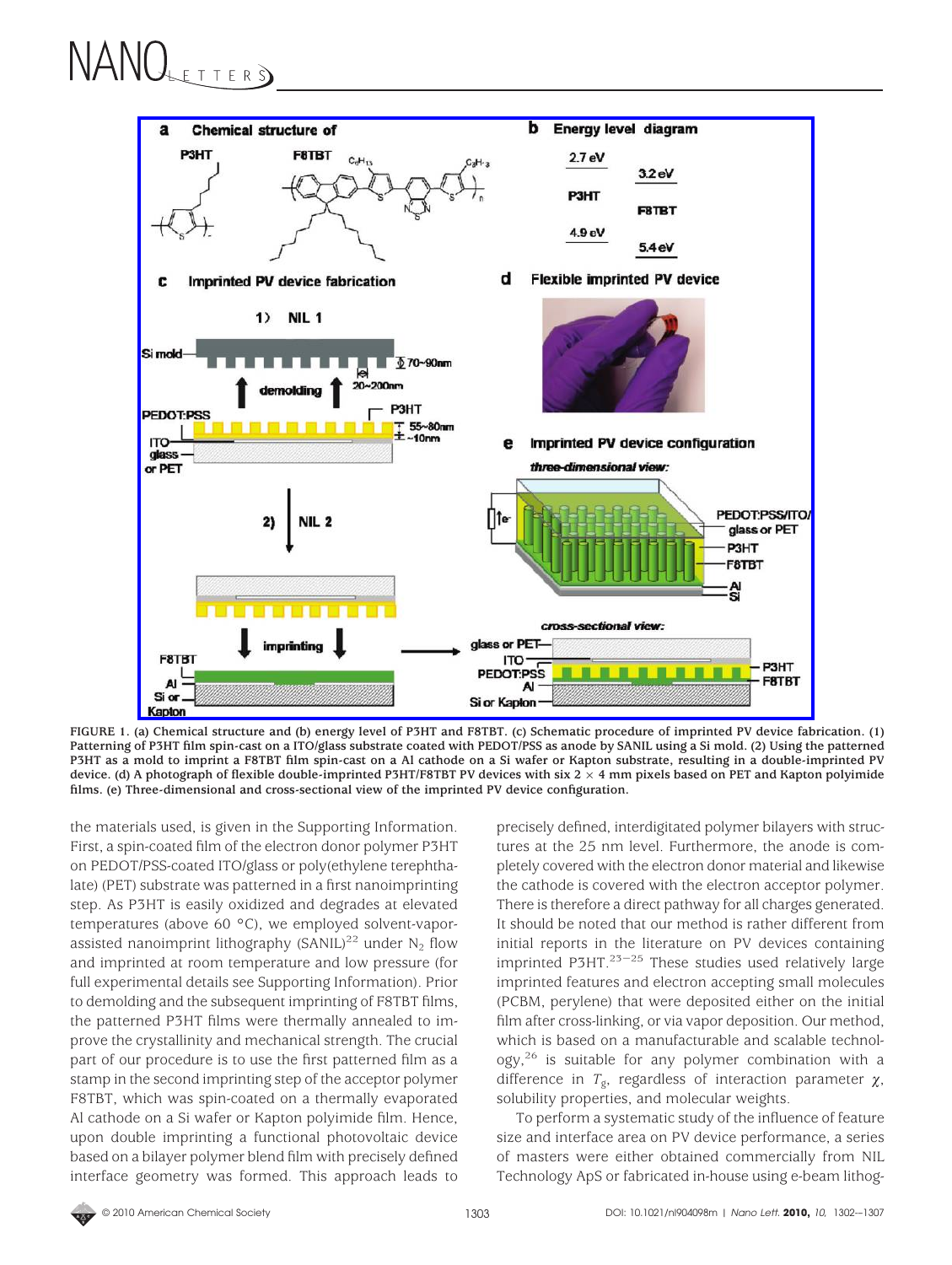FIGURE 1. (a) Chemical structure and (b) energy level of P3HT and F8TBT. (c) Schematic procedure of imprinted PV device fabrication. (1) Patterning of P3HT film spin-cast on a ITO/glass substrate coated with PEDOT/PSS as anode by SANIL using a Si mold. (2) Using the patterned P3HT as a mold to imprint a F8TBT film spin-cast on a Al cathode on a Si wafer or Kapton substrate, resulting in a double-imprinted PV device. (d) A photograph of flexible double-imprinted P3HT/F8TBT PV devices with six 2 × 4 mm pixels based on PET and Kapton polyimide films. (e) Three-dimensional and cross-sectional view of the imprinted PV device configuration.

the materials used, is given in the Supporting Information. First, a spin-coated film of the electron donor polymer P3HT on PEDOT/PSS-coated ITO/glass or poly(ethylene terephthalate) (PET) substrate was patterned in a first nanoimprinting step. As P3HT is easily oxidized and degrades at elevated temperatures (above 60 °C), we employed solvent-vapor-assisted nanoimprint lithography (SANIL)[22] under $N_2$ flow and imprinted at room temperature and low pressure (for full experimental details see Supporting Information). Prior to demolding and the subsequent imprinting of F8TBT films, the patterned P3HT films were thermally annealed to improve the crystallinity and mechanical strength. The crucial part of our procedure is to use the first patterned film as a stamp in the second imprinting step of the acceptor polymer F8TBT, which was spin-coated on a thermally evaporated Al cathode on a Si wafer or Kapton polyimide film. Hence, upon double imprinting a functional photovoltaic device based on a bilayer polymer blend film with precisely defined interface geometry was formed. This approach leads to precisely defined, interdigitated polymer bilayers with structures at the 25 nm level. Furthermore, the anode is completely covered with the electron donor material and likewise the cathode is covered with the electron acceptor polymer. There is therefore a direct pathway for all charges generated. It should be noted that our method is rather different from initial reports in the literature on PV devices containing imprinted P3HT.[23−25] These studies used relatively large imprinted features and electron accepting small molecules (PCBM, perylene) that were deposited either on the initial film after cross-linking, or via vapor deposition. Our method, which is based on a manufacturable and scalable technology,[26] is suitable for any polymer combination with a difference in $T_g$, regardless of interaction parameter $\chi$, solubility properties, and molecular weights.

To perform a systematic study of the influence of feature size and interface area on PV device performance, a series of masters were either obtained commercially from NIL Technology ApS or fabricated in-house using e-beam lithog-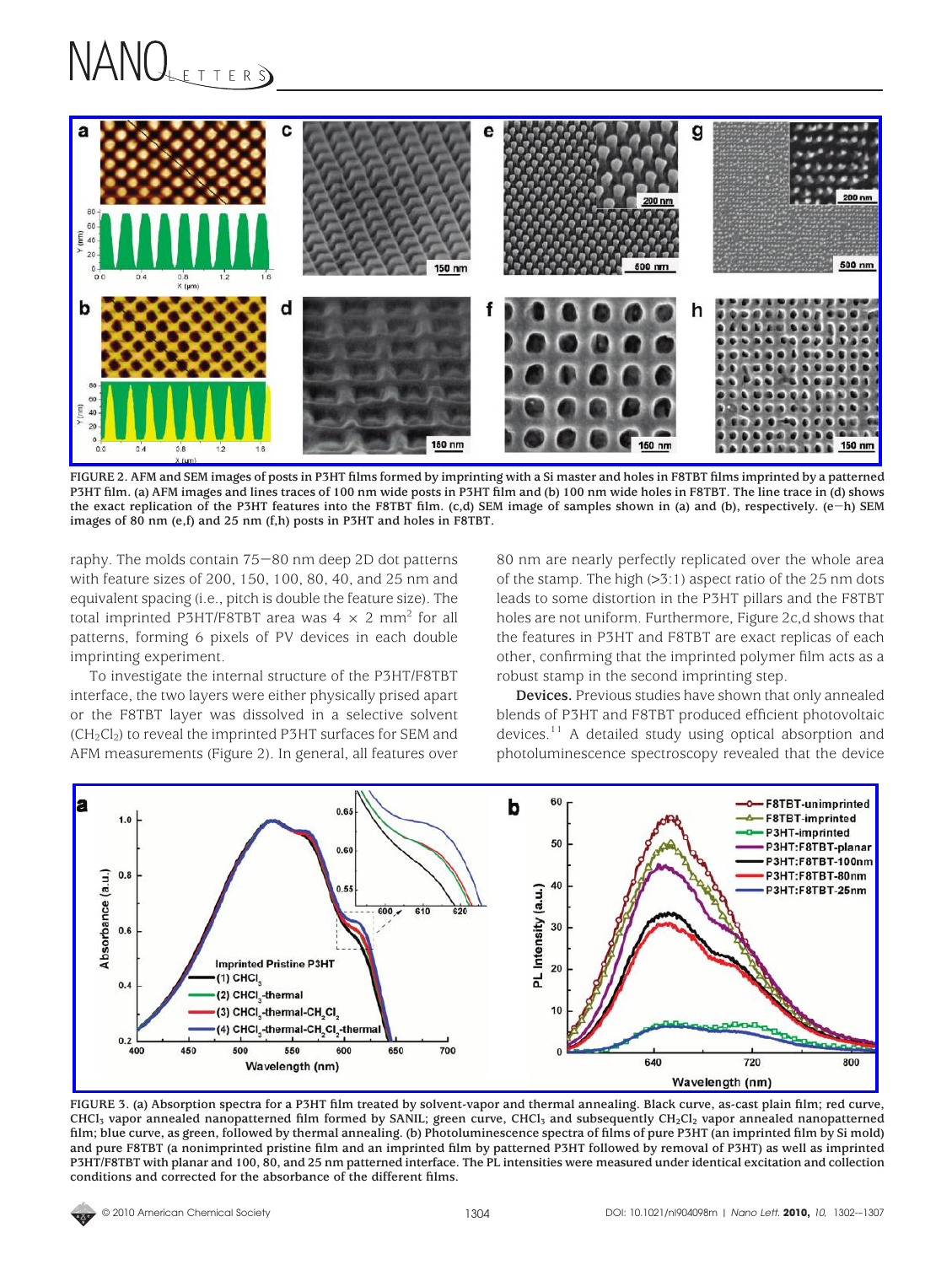FIGURE 2. AFM and SEM images of posts in P3HT films formed by imprinting with a Si master and holes in F8TBT films imprinted by a patterned P3HT film. (a) AFM images and lines traces of 100 nm wide posts in P3HT film and (b) 100 nm wide holes in F8TBT. The line trace in (d) shows the exact replication of the P3HT features into the F8TBT film. (c,d) SEM image of samples shown in (a) and (b), respectively. (e−h) SEM images of 80 nm (e,f) and 25 nm (f,h) posts in P3HT and holes in F8TBT.

raphy. The molds contain 75−80 nm deep 2D dot patterns with feature sizes of 200, 150, 100, 80, 40, and 25 nm and equivalent spacing (i.e., pitch is double the feature size). The total imprinted P3HT/F8TBT area was $4 \times 2$ mm$^2$ for all patterns, forming 6 pixels of PV devices in each double imprinting experiment.

To investigate the internal structure of the P3HT/F8TBT interface, the two layers were either physically prised apart or the F8TBT layer was dissolved in a selective solvent ($CH_2Cl_2$) to reveal the imprinted P3HT surfaces for SEM and AFM measurements (Figure 2). In general, all features over 80 nm are nearly perfectly replicated over the whole area of the stamp. The high (>3:1) aspect ratio of the 25 nm dots leads to some distortion in the P3HT pillars and the F8TBT holes are not uniform. Furthermore, Figure 2c,d shows that the features in P3HT and F8TBT are exact replicas of each other, confirming that the imprinted polymer film acts as a robust stamp in the second imprinting step.

**Devices.** Previous studies have shown that only annealed blends of P3HT and F8TBT produced efficient photovoltaic devices.[11] A detailed study using optical absorption and photoluminescence spectroscopy revealed that the device

FIGURE 3. (a) Absorption spectra for a P3HT film treated by solvent-vapor and thermal annealing. Black curve, as-cast plain film; red curve, $CHCl_3$ vapor annealed nanopatterned film formed by SANIL; green curve, $CHCl_3$ and subsequently $CH_2Cl_2$ vapor annealed nanopatterned film; blue curve, as green, followed by thermal annealing. (b) Photoluminescence spectra of films of pure P3HT (an imprinted film by Si mold) and pure F8TBT (a nonimprinted pristine film and an imprinted film by patterned P3HT followed by removal of P3HT) as well as imprinted P3HT/F8TBT with planar and 100, 80, and 25 nm patterned interface. The PL intensities were measured under identical excitation and collection conditions and corrected for the absorbance of the different films.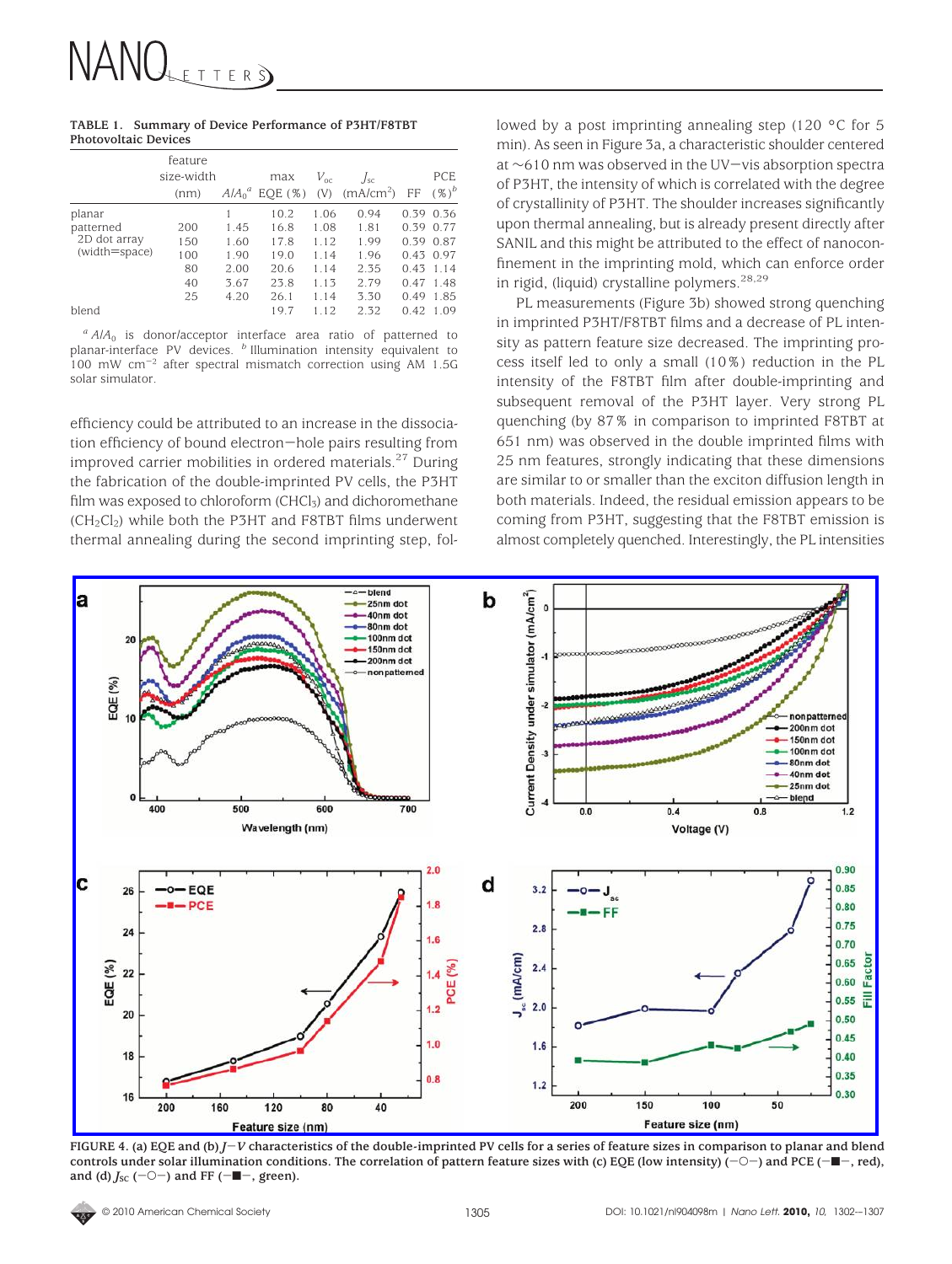**TABLE 1. Summary of Device Performance of P3HT/F8TBT Photovoltaic Devices**

| | feature size-width (nm) | $A/A_0$[a] | max EQE (%) | $V_{oc}$ (V) | $J_{sc}$ (mA/cm$^2$) | FF | PCE (%)[b] |
|---|---|---|---|---|---|---|---|
| planar | | 1 | 10.2 | 1.06 | 0.94 | 0.39 | 0.36 |
| patterned | 200 | 1.45 | 16.8 | 1.08 | 1.81 | 0.39 | 0.77 |
| 2D dot array | 150 | 1.60 | 17.8 | 1.12 | 1.99 | 0.39 | 0.87 |
| (width=space) | 100 | 1.90 | 19.0 | 1.14 | 1.96 | 0.43 | 0.97 |
| | 80 | 2.00 | 20.6 | 1.14 | 2.35 | 0.43 | 1.14 |
| | 40 | 3.67 | 23.8 | 1.13 | 2.79 | 0.47 | 1.48 |
| | 25 | 4.20 | 26.1 | 1.14 | 3.30 | 0.49 | 1.85 |
| blend | | | 19.7 | 1.12 | 2.32 | 0.42 | 1.09 |

[a] $A/A_0$ is donor/acceptor interface area ratio of patterned to planar-interface PV devices. [b] Illumination intensity equivalent to 100 mW cm$^{-2}$ after spectral mismatch correction using AM 1.5G solar simulator.

efficiency could be attributed to an increase in the dissociation efficiency of bound electron−hole pairs resulting from improved carrier mobilities in ordered materials.[27] During the fabrication of the double-imprinted PV cells, the P3HT film was exposed to chloroform ($CHCl_3$) and dichoromethane ($CH_2Cl_2$) while both the P3HT and F8TBT films underwent thermal annealing during the second imprinting step, followed by a post imprinting annealing step (120 °C for 5 min). As seen in Figure 3a, a characteristic shoulder centered at ~610 nm was observed in the UV−vis absorption spectra of P3HT, the intensity of which is correlated with the degree of crystallinity of P3HT. The shoulder increases significantly upon thermal annealing, but is already present directly after SANIL and this might be attributed to the effect of nanoconfinement in the imprinting mold, which can enforce order in rigid, (liquid) crystalline polymers.[28,29]

PL measurements (Figure 3b) showed strong quenching in imprinted P3HT/F8TBT films and a decrease of PL intensity as pattern feature size decreased. The imprinting process itself led to only a small (10%) reduction in the PL intensity of the F8TBT film after double-imprinting and subsequent removal of the P3HT layer. Very strong PL quenching (by 87% in comparison to imprinted F8TBT at 651 nm) was observed in the double imprinted films with 25 nm features, strongly indicating that these dimensions are similar to or smaller than the exciton diffusion length in both materials. Indeed, the residual emission appears to be coming from P3HT, suggesting that the F8TBT emission is almost completely quenched. Interestingly, the PL intensities

**FIGURE 4.** (a) EQE and (b) $J-V$ characteristics of the double-imprinted PV cells for a series of feature sizes in comparison to planar and blend controls under solar illumination conditions. The correlation of pattern feature sizes with (c) EQE (low intensity) (−○−) and PCE (−■−, red), and (d) $J_{sc}$ (−○−) and FF (−■−, green).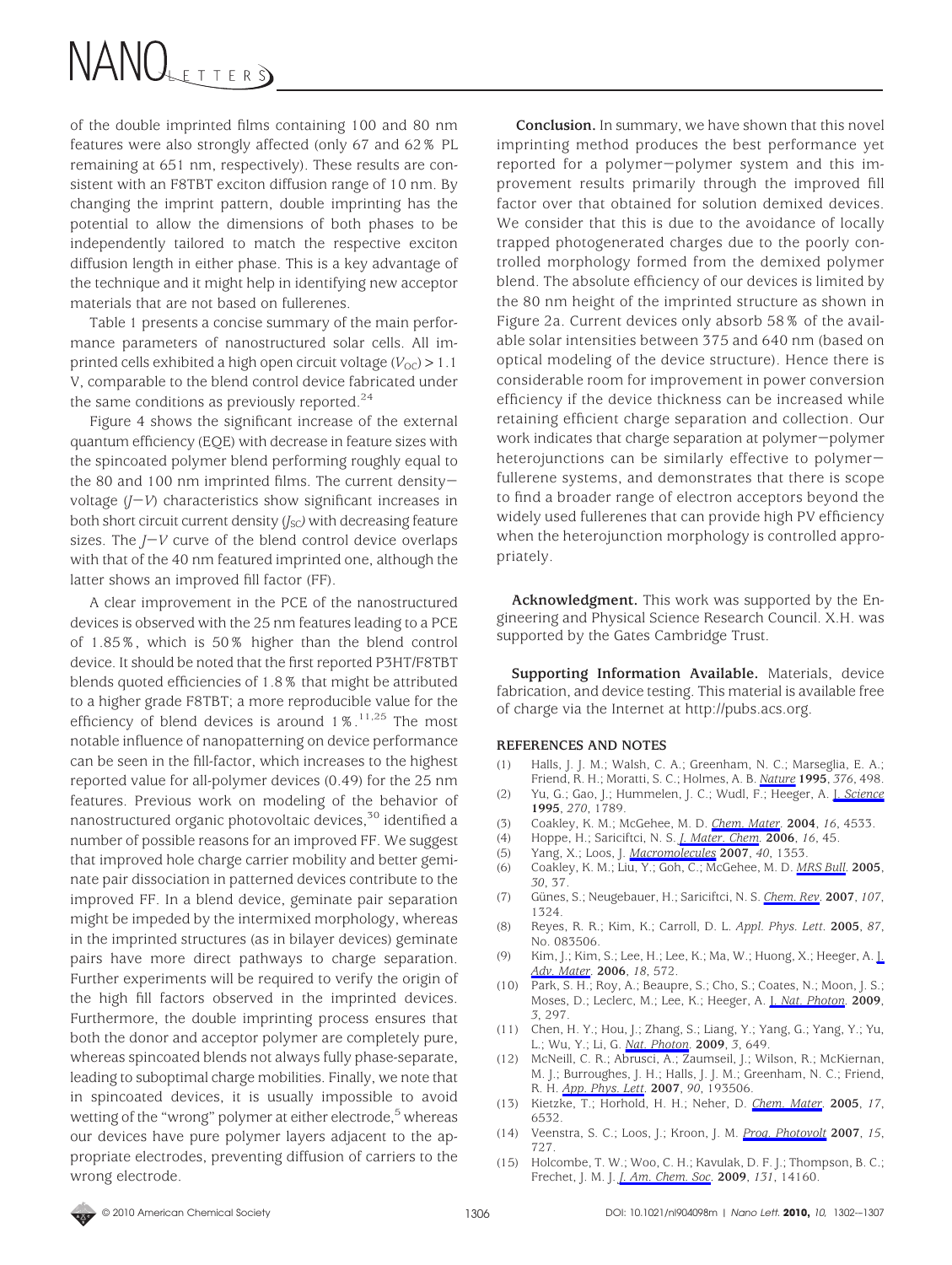of the double imprinted films containing 100 and 80 nm features were also strongly affected (only 67 and 62% PL remaining at 651 nm, respectively). These results are consistent with an F8TBT exciton diffusion range of 10 nm. By changing the imprint pattern, double imprinting has the potential to allow the dimensions of both phases to be independently tailored to match the respective exciton diffusion length in either phase. This is a key advantage of the technique and it might help in identifying new acceptor materials that are not based on fullerenes.

Table 1 presents a concise summary of the main performance parameters of nanostructured solar cells. All imprinted cells exhibited a high open circuit voltage ($V_{OC}$) > 1.1 V, comparable to the blend control device fabricated under the same conditions as previously reported.[24]

Figure 4 shows the significant increase of the external quantum efficiency (EQE) with decrease in feature sizes with the spincoated polymer blend performing roughly equal to the 80 and 100 nm imprinted films. The current density−voltage ($J$−$V$) characteristics show significant increases in both short circuit current density ($J_{SC}$) with decreasing feature sizes. The $J$−$V$ curve of the blend control device overlaps with that of the 40 nm featured imprinted one, although the latter shows an improved fill factor (FF).

A clear improvement in the PCE of the nanostructured devices is observed with the 25 nm features leading to a PCE of 1.85%, which is 50% higher than the blend control device. It should be noted that the first reported P3HT/F8TBT blends quoted efficiencies of 1.8% that might be attributed to a higher grade F8TBT; a more reproducible value for the efficiency of blend devices is around 1%.[11,25] The most notable influence of nanopatterning on device performance can be seen in the fill-factor, which increases to the highest reported value for all-polymer devices (0.49) for the 25 nm features. Previous work on modeling of the behavior of nanostructured organic photovoltaic devices,[30] identified a number of possible reasons for an improved FF. We suggest that improved hole charge carrier mobility and better geminate pair dissociation in patterned devices contribute to the improved FF. In a blend device, geminate pair separation might be impeded by the intermixed morphology, whereas in the imprinted structures (as in bilayer devices) geminate pairs have more direct pathways to charge separation. Further experiments will be required to verify the origin of the high fill factors observed in the imprinted devices. Furthermore, the double imprinting process ensures that both the donor and acceptor polymer are completely pure, whereas spincoated blends not always fully phase-separate, leading to suboptimal charge mobilities. Finally, we note that in spincoated devices, it is usually impossible to avoid wetting of the "wrong" polymer at either electrode,[5] whereas our devices have pure polymer layers adjacent to the appropriate electrodes, preventing diffusion of carriers to the wrong electrode.

**Conclusion.** In summary, we have shown that this novel imprinting method produces the best performance yet reported for a polymer−polymer system and this improvement results primarily through the improved fill factor over that obtained for solution demixed devices. We consider that this is due to the avoidance of locally trapped photogenerated charges due to the poorly controlled morphology formed from the demixed polymer blend. The absolute efficiency of our devices is limited by the 80 nm height of the imprinted structure as shown in Figure 2a. Current devices only absorb 58% of the available solar intensities between 375 and 640 nm (based on optical modeling of the device structure). Hence there is considerable room for improvement in power conversion efficiency if the device thickness can be increased while retaining efficient charge separation and collection. Our work indicates that charge separation at polymer−polymer heterojunctions can be similarly effective to polymer−fullerene systems, and demonstrates that there is scope to find a broader range of electron acceptors beyond the widely used fullerenes that can provide high PV efficiency when the heterojunction morphology is controlled appropriately.

**Acknowledgment.** This work was supported by the Engineering and Physical Science Research Council. X.H. was supported by the Gates Cambridge Trust.

**Supporting Information Available.** Materials, device fabrication, and device testing. This material is available free of charge via the Internet at http://pubs.acs.org.

## REFERENCES AND NOTES

(1) Halls, J. J. M.; Walsh, C. A.; Greenham, N. C.; Marseglia, E. A.; Friend, R. H.; Moratti, S. C.; Holmes, A. B. *Nature* **1995**, *376*, 498.
(2) Yu, G.; Gao, J.; Hummelen, J. C.; Wudl, F.; Heeger, A. J. *Science* **1995**, *270*, 1789.
(3) Coakley, K. M.; McGehee, M. D. *Chem. Mater.* **2004**, *16*, 4533.
(4) Hoppe, H.; Sariciftci, N. S. *J. Mater. Chem.* **2006**, *16*, 45.
(5) Yang, X.; Loos, J. *Macromolecules* **2007**, *40*, 1353.
(6) Coakley, K. M.; Liu, Y.; Goh, C.; McGehee, M. D. *MRS Bull.* **2005**, *30*, 37.
(7) Günes, S.; Neugebauer, H.; Sariciftci, N. S. *Chem. Rev.* **2007**, *107*, 1324.
(8) Reyes, R. R.; Kim, K.; Carroll, D. L. *Appl. Phys. Lett.* **2005**, *87*, No. 083506.
(9) Kim, J.; Kim, S.; Lee, H.; Lee, K.; Ma, W.; Huong, X.; Heeger, A. J. *Adv. Mater.* **2006**, *18*, 572.
(10) Park, S. H.; Roy, A.; Beaupre, S.; Cho, S.; Coates, N.; Moon, J. S.; Moses, D.; Leclerc, M.; Lee, K.; Heeger, A. J. *Nat. Photon.* **2009**, *3*, 297.
(11) Chen, H. Y.; Hou, J.; Zhang, S.; Liang, Y.; Yang, G.; Yang, Y.; Yu, L.; Wu, Y.; Li, G. *Nat. Photon.* **2009**, *3*, 649.
(12) McNeill, C. R.; Abrusci, A.; Zaumseil, J.; Wilson, R.; McKiernan, M. J.; Burroughes, J. H.; Halls, J. J. M.; Greenham, N. C.; Friend, R. H. *App. Phys. Lett.* **2007**, *90*, 193506.
(13) Kietzke, T.; Horhold, H. H.; Neher, D. *Chem. Mater.* **2005**, *17*, 6532.
(14) Veenstra, S. C.; Loos, J.; Kroon, J. M. *Prog. Photovolt* **2007**, *15*, 727.
(15) Holcombe, T. W.; Woo, C. H.; Kavulak, D. F. J.; Thompson, B. C.; Frechet, J. M. J. *J. Am. Chem. Soc.* **2009**, *131*, 14160.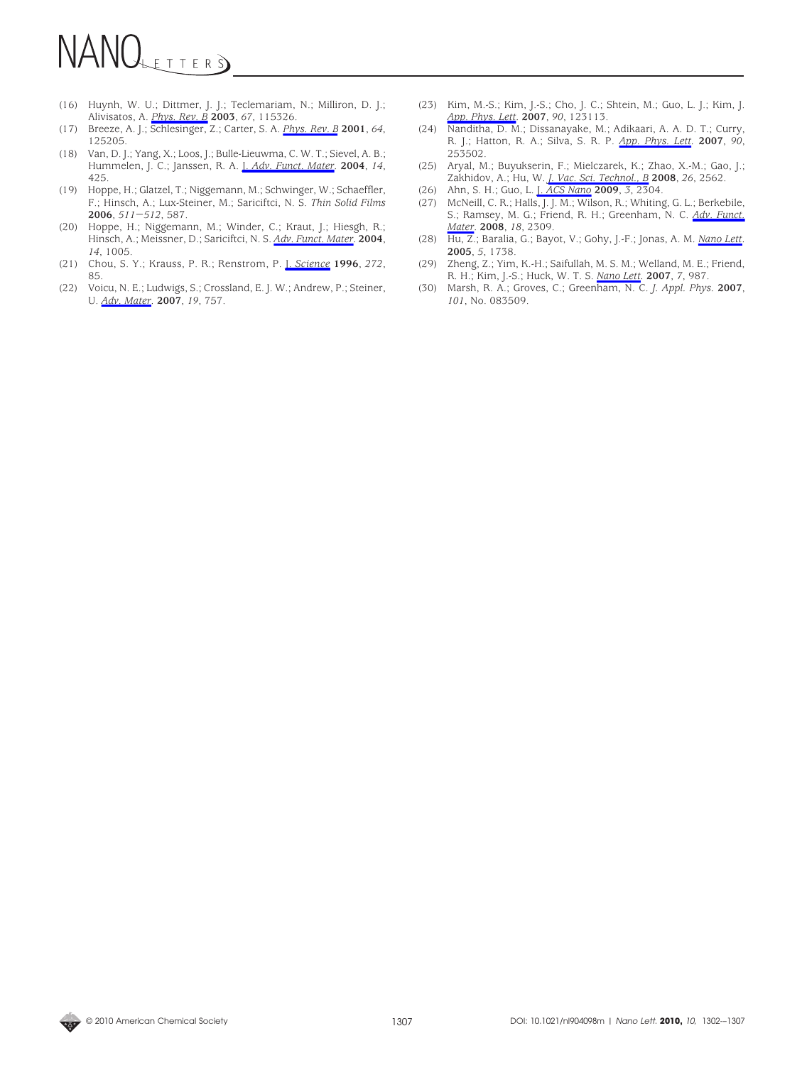(16) Huynh, W. U.; Dittmer, J. J.; Teclemariam, N.; Milliron, D. J.; Alivisatos, A. *Phys. Rev. B* **2003**, *67*, 115326.

(17) Breeze, A. J.; Schlesinger, Z.; Carter, S. A. *Phys. Rev. B* **2001**, *64*, 125205.

(18) Van, D. J.; Yang, X.; Loos, J.; Bulle-Lieuwma, C. W. T.; Sievel, A. B.; Hummelen, J. C.; Janssen, R. A. J. *Adv. Funct. Mater.* **2004**, *14*, 425.

(19) Hoppe, H.; Glatzel, T.; Niggemann, M.; Schwinger, W.; Schaeffler, F.; Hinsch, A.; Lux-Steiner, M.; Sariciftci, N. S. *Thin Solid Films* **2006**, *511*−*512*, 587.

(20) Hoppe, H.; Niggemann, M.; Winder, C.; Kraut, J.; Hiesgh, R.; Hinsch, A.; Meissner, D.; Sariciftci, N. S. *Adv. Funct. Mater.* **2004**, *14*, 1005.

(21) Chou, S. Y.; Krauss, P. R.; Renstrom, P. J. *Science* **1996**, *272*, 85.

(22) Voicu, N. E.; Ludwigs, S.; Crossland, E. J. W.; Andrew, P.; Steiner, U. *Adv. Mater.* **2007**, *19*, 757.

(23) Kim, M.-S.; Kim, J.-S.; Cho, J. C.; Shtein, M.; Guo, L. J.; Kim, J. *App. Phys. Lett.* **2007**, *90*, 123113.

(24) Nanditha, D. M.; Dissanayake, M.; Adikaari, A. A. D. T.; Curry, R. J.; Hatton, R. A.; Silva, S. R. P. *App. Phys. Lett.* **2007**, *90*, 253502.

(25) Aryal, M.; Buyukserin, F.; Mielczarek, K.; Zhao, X.-M.; Gao, J.; Zakhidov, A.; Hu, W. *J. Vac. Sci. Technol., B* **2008**, *26*, 2562.

(26) Ahn, S. H.; Guo, L. J. *ACS Nano* **2009**, *3*, 2304.

(27) McNeill, C. R.; Halls, J. J. M.; Wilson, R.; Whiting, G. L.; Berkebile, S.; Ramsey, M. G.; Friend, R. H.; Greenham, N. C. *Adv. Funct. Mater.* **2008**, *18*, 2309.

(28) Hu, Z.; Baralia, G.; Bayot, V.; Gohy, J.-F.; Jonas, A. M. *Nano Lett.* **2005**, *5*, 1738.

(29) Zheng, Z.; Yim, K.-H.; Saifullah, M. S. M.; Welland, M. E.; Friend, R. H.; Kim, J.-S.; Huck, W. T. S. *Nano Lett.* **2007**, *7*, 987.

(30) Marsh, R. A.; Groves, C.; Greenham, N. C. *J. Appl. Phys.* **2007**, *101*, No. 083509.